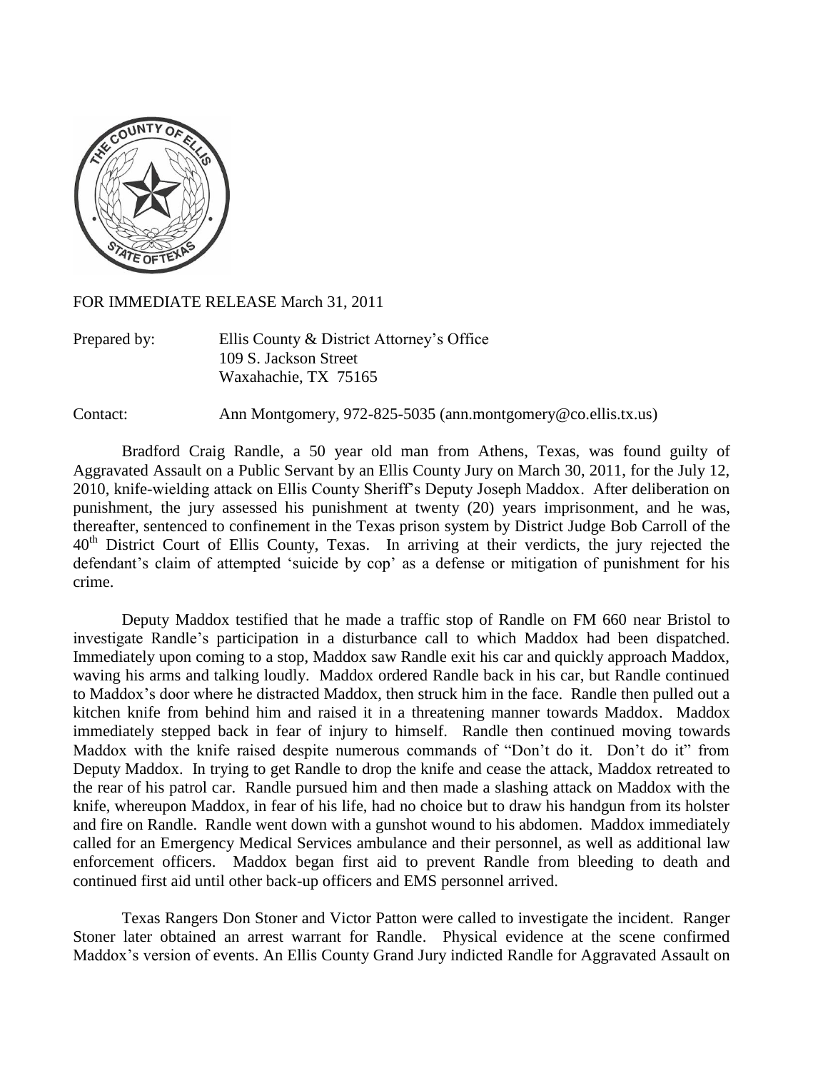FOR IMMEDIATE RELEASE March 31, 2011

Prepared by: Ellis County & District Attorney's Office
109 S. Jackson Street
Waxahachie, TX 75165

Contact: Ann Montgomery, 972-825-5035 (ann.montgomery@co.ellis.tx.us)

Bradford Craig Randle, a 50 year old man from Athens, Texas, was found guilty of Aggravated Assault on a Public Servant by an Ellis County Jury on March 30, 2011, for the July 12, 2010, knife-wielding attack on Ellis County Sheriff's Deputy Joseph Maddox. After deliberation on punishment, the jury assessed his punishment at twenty (20) years imprisonment, and he was, thereafter, sentenced to confinement in the Texas prison system by District Judge Bob Carroll of the 40th District Court of Ellis County, Texas. In arriving at their verdicts, the jury rejected the defendant's claim of attempted 'suicide by cop' as a defense or mitigation of punishment for his crime.

Deputy Maddox testified that he made a traffic stop of Randle on FM 660 near Bristol to investigate Randle's participation in a disturbance call to which Maddox had been dispatched. Immediately upon coming to a stop, Maddox saw Randle exit his car and quickly approach Maddox, waving his arms and talking loudly. Maddox ordered Randle back in his car, but Randle continued to Maddox's door where he distracted Maddox, then struck him in the face. Randle then pulled out a kitchen knife from behind him and raised it in a threatening manner towards Maddox. Maddox immediately stepped back in fear of injury to himself. Randle then continued moving towards Maddox with the knife raised despite numerous commands of "Don't do it. Don't do it" from Deputy Maddox. In trying to get Randle to drop the knife and cease the attack, Maddox retreated to the rear of his patrol car. Randle pursued him and then made a slashing attack on Maddox with the knife, whereupon Maddox, in fear of his life, had no choice but to draw his handgun from its holster and fire on Randle. Randle went down with a gunshot wound to his abdomen. Maddox immediately called for an Emergency Medical Services ambulance and their personnel, as well as additional law enforcement officers. Maddox began first aid to prevent Randle from bleeding to death and continued first aid until other back-up officers and EMS personnel arrived.

Texas Rangers Don Stoner and Victor Patton were called to investigate the incident. Ranger Stoner later obtained an arrest warrant for Randle. Physical evidence at the scene confirmed Maddox's version of events. An Ellis County Grand Jury indicted Randle for Aggravated Assault on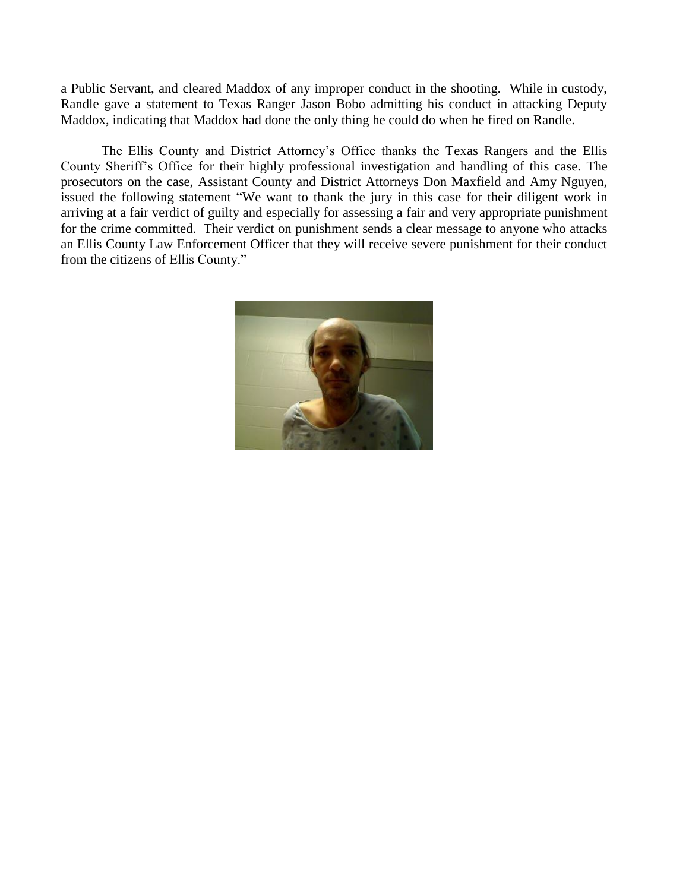a Public Servant, and cleared Maddox of any improper conduct in the shooting. While in custody, Randle gave a statement to Texas Ranger Jason Bobo admitting his conduct in attacking Deputy Maddox, indicating that Maddox had done the only thing he could do when he fired on Randle.

The Ellis County and District Attorney's Office thanks the Texas Rangers and the Ellis County Sheriff's Office for their highly professional investigation and handling of this case. The prosecutors on the case, Assistant County and District Attorneys Don Maxfield and Amy Nguyen, issued the following statement "We want to thank the jury in this case for their diligent work in arriving at a fair verdict of guilty and especially for assessing a fair and very appropriate punishment for the crime committed. Their verdict on punishment sends a clear message to anyone who attacks an Ellis County Law Enforcement Officer that they will receive severe punishment for their conduct from the citizens of Ellis County."